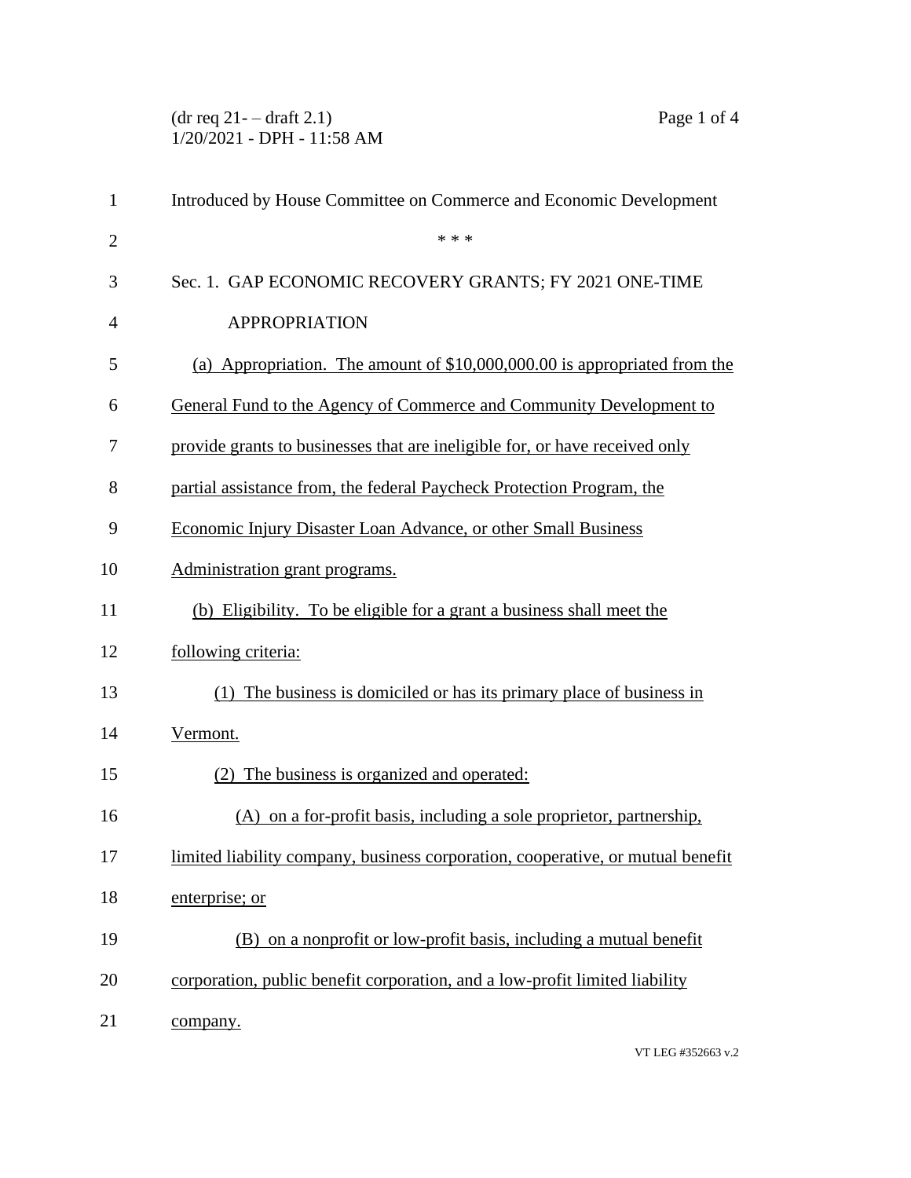Introduced by House Committee on Commerce and Economic Development

\* \* \*

Sec. 1. GAP ECONOMIC RECOVERY GRANTS; FY 2021 ONE-TIME APPROPRIATION

(a) Appropriation. The amount of $10,000,000.00 is appropriated from the General Fund to the Agency of Commerce and Community Development to provide grants to businesses that are ineligible for, or have received only partial assistance from, the federal Paycheck Protection Program, the Economic Injury Disaster Loan Advance, or other Small Business Administration grant programs.

(b) Eligibility. To be eligible for a grant a business shall meet the following criteria:

(1) The business is domiciled or has its primary place of business in Vermont.

(2) The business is organized and operated:

(A) on a for-profit basis, including a sole proprietor, partnership, limited liability company, business corporation, cooperative, or mutual benefit enterprise; or

(B) on a nonprofit or low-profit basis, including a mutual benefit corporation, public benefit corporation, and a low-profit limited liability company.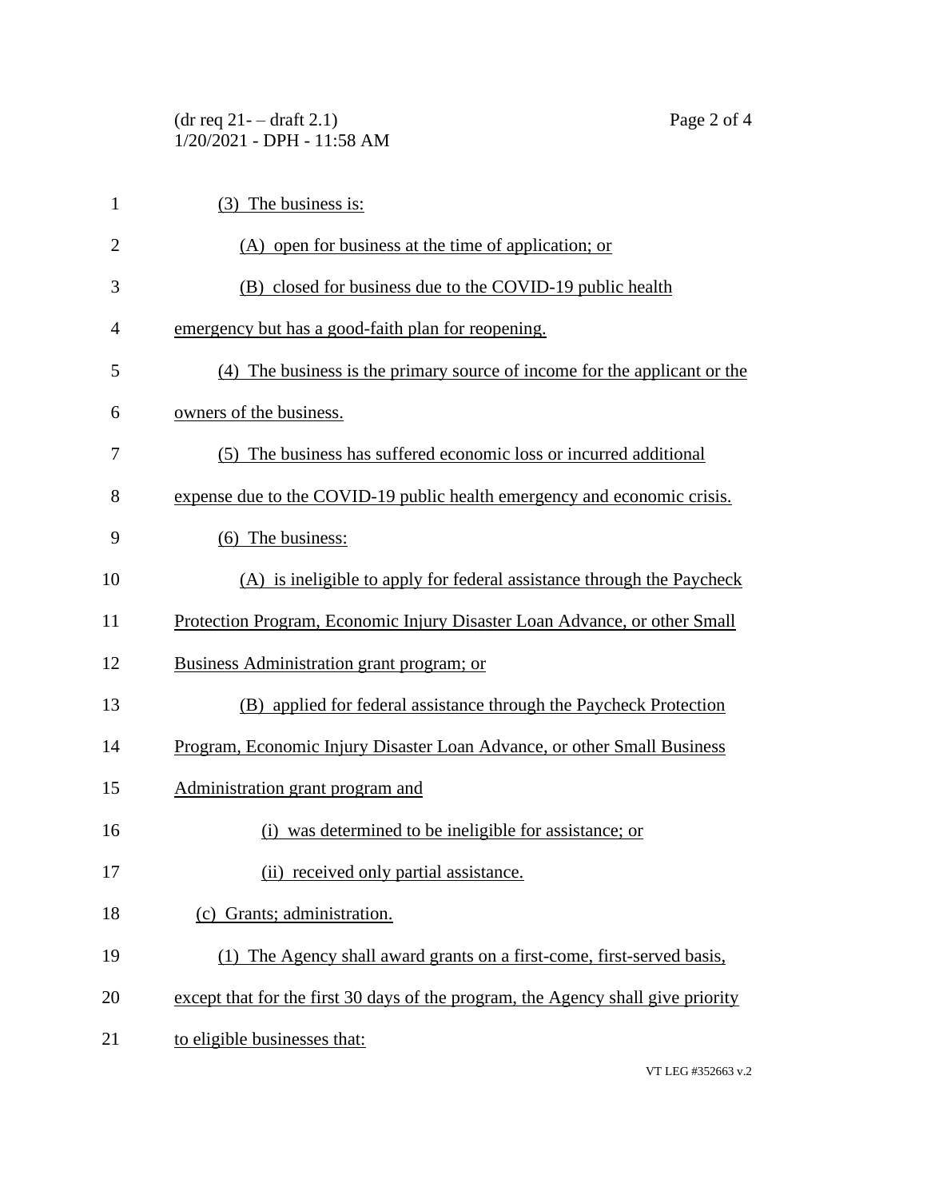(3) The business is:

(A) open for business at the time of application; or

(B) closed for business due to the COVID-19 public health emergency but has a good-faith plan for reopening.

(4) The business is the primary source of income for the applicant or the owners of the business.

(5) The business has suffered economic loss or incurred additional expense due to the COVID-19 public health emergency and economic crisis.

(6) The business:

(A) is ineligible to apply for federal assistance through the Paycheck Protection Program, Economic Injury Disaster Loan Advance, or other Small Business Administration grant program; or

(B) applied for federal assistance through the Paycheck Protection Program, Economic Injury Disaster Loan Advance, or other Small Business Administration grant program and

(i) was determined to be ineligible for assistance; or

(ii) received only partial assistance.

(c) Grants; administration.

(1) The Agency shall award grants on a first-come, first-served basis, except that for the first 30 days of the program, the Agency shall give priority to eligible businesses that: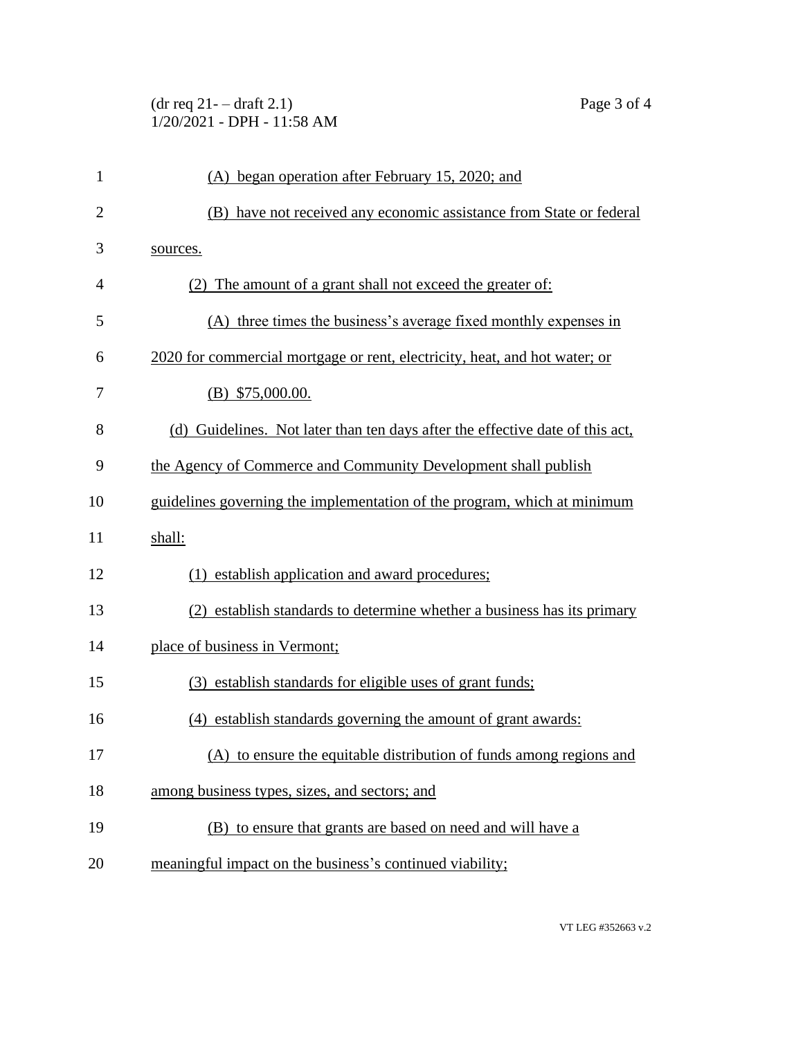(A) began operation after February 15, 2020; and

(B) have not received any economic assistance from State or federal sources.

(2) The amount of a grant shall not exceed the greater of:

(A) three times the business's average fixed monthly expenses in 2020 for commercial mortgage or rent, electricity, heat, and hot water; or

(B) $75,000.00.

(d) Guidelines. Not later than ten days after the effective date of this act, the Agency of Commerce and Community Development shall publish guidelines governing the implementation of the program, which at minimum shall:

(1) establish application and award procedures;

(2) establish standards to determine whether a business has its primary place of business in Vermont;

(3) establish standards for eligible uses of grant funds;

(4) establish standards governing the amount of grant awards:

(A) to ensure the equitable distribution of funds among regions and among business types, sizes, and sectors; and

(B) to ensure that grants are based on need and will have a meaningful impact on the business's continued viability;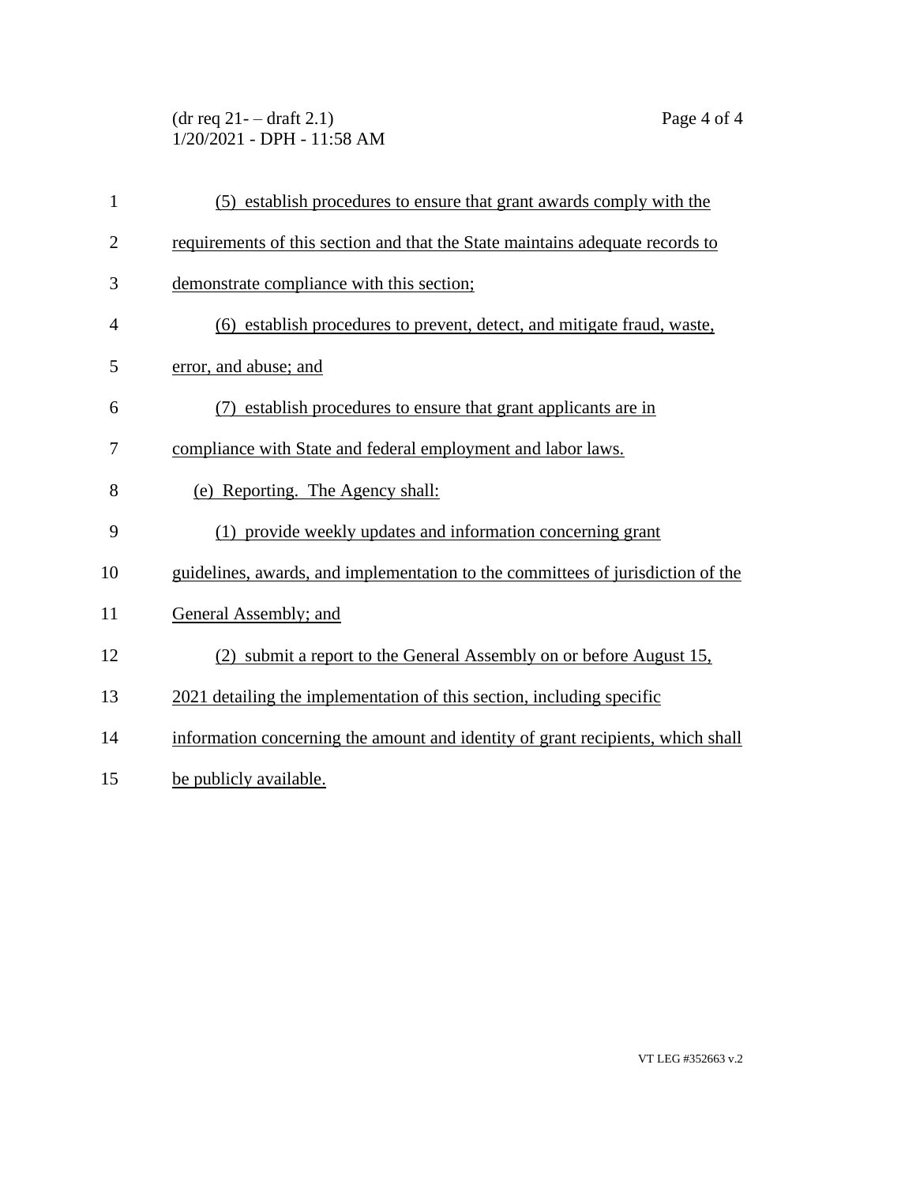(5) establish procedures to ensure that grant awards comply with the requirements of this section and that the State maintains adequate records to demonstrate compliance with this section;

(6) establish procedures to prevent, detect, and mitigate fraud, waste, error, and abuse; and

(7) establish procedures to ensure that grant applicants are in compliance with State and federal employment and labor laws.

(e) Reporting. The Agency shall:

(1) provide weekly updates and information concerning grant guidelines, awards, and implementation to the committees of jurisdiction of the General Assembly; and

(2) submit a report to the General Assembly on or before August 15, 2021 detailing the implementation of this section, including specific information concerning the amount and identity of grant recipients, which shall be publicly available.